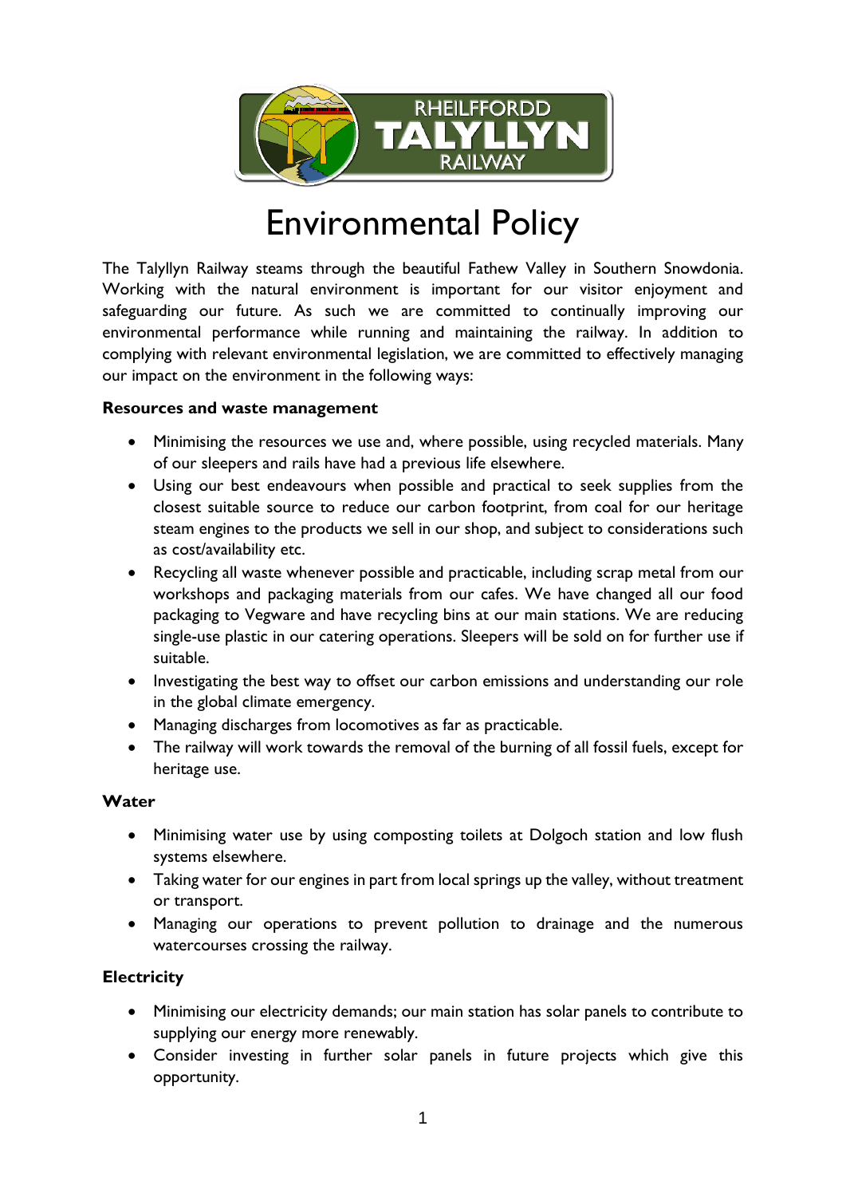# Environmental Policy

The Talyllyn Railway steams through the beautiful Fathew Valley in Southern Snowdonia. Working with the natural environment is important for our visitor enjoyment and safeguarding our future. As such we are committed to continually improving our environmental performance while running and maintaining the railway. In addition to complying with relevant environmental legislation, we are committed to effectively managing our impact on the environment in the following ways:

**Resources and waste management**

- Minimising the resources we use and, where possible, using recycled materials. Many of our sleepers and rails have had a previous life elsewhere.
- Using our best endeavours when possible and practical to seek supplies from the closest suitable source to reduce our carbon footprint, from coal for our heritage steam engines to the products we sell in our shop, and subject to considerations such as cost/availability etc.
- Recycling all waste whenever possible and practicable, including scrap metal from our workshops and packaging materials from our cafes. We have changed all our food packaging to Vegware and have recycling bins at our main stations. We are reducing single-use plastic in our catering operations. Sleepers will be sold on for further use if suitable.
- Investigating the best way to offset our carbon emissions and understanding our role in the global climate emergency.
- Managing discharges from locomotives as far as practicable.
- The railway will work towards the removal of the burning of all fossil fuels, except for heritage use.

**Water**

- Minimising water use by using composting toilets at Dolgoch station and low flush systems elsewhere.
- Taking water for our engines in part from local springs up the valley, without treatment or transport.
- Managing our operations to prevent pollution to drainage and the numerous watercourses crossing the railway.

**Electricity**

- Minimising our electricity demands; our main station has solar panels to contribute to supplying our energy more renewably.
- Consider investing in further solar panels in future projects which give this opportunity.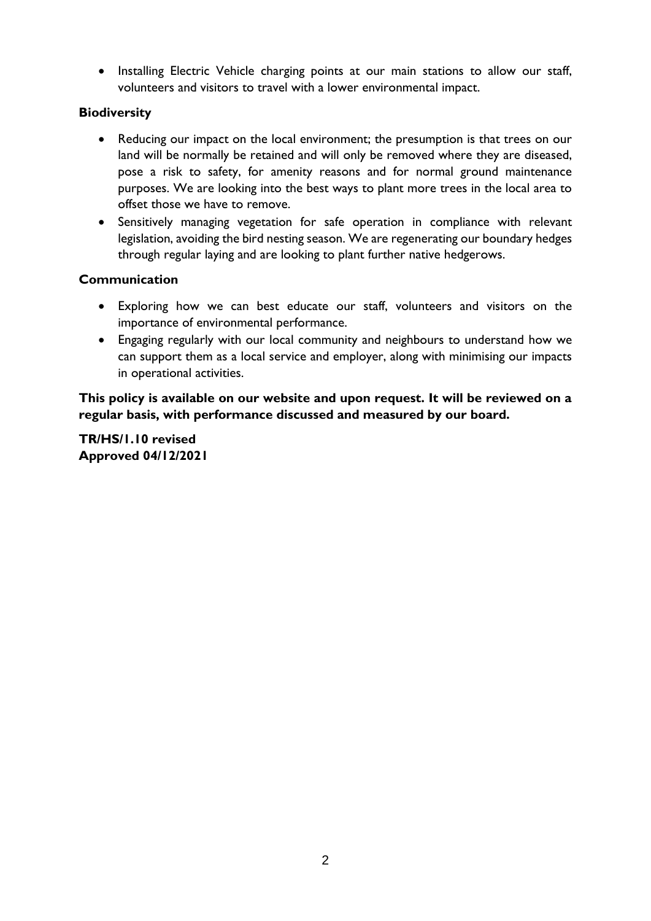- Installing Electric Vehicle charging points at our main stations to allow our staff, volunteers and visitors to travel with a lower environmental impact.

**Biodiversity**

- Reducing our impact on the local environment; the presumption is that trees on our land will be normally be retained and will only be removed where they are diseased, pose a risk to safety, for amenity reasons and for normal ground maintenance purposes. We are looking into the best ways to plant more trees in the local area to offset those we have to remove.
- Sensitively managing vegetation for safe operation in compliance with relevant legislation, avoiding the bird nesting season. We are regenerating our boundary hedges through regular laying and are looking to plant further native hedgerows.

**Communication**

- Exploring how we can best educate our staff, volunteers and visitors on the importance of environmental performance.
- Engaging regularly with our local community and neighbours to understand how we can support them as a local service and employer, along with minimising our impacts in operational activities.

**This policy is available on our website and upon request. It will be reviewed on a regular basis, with performance discussed and measured by our board.**

**TR/HS/1.10 revised**
**Approved 04/12/2021**